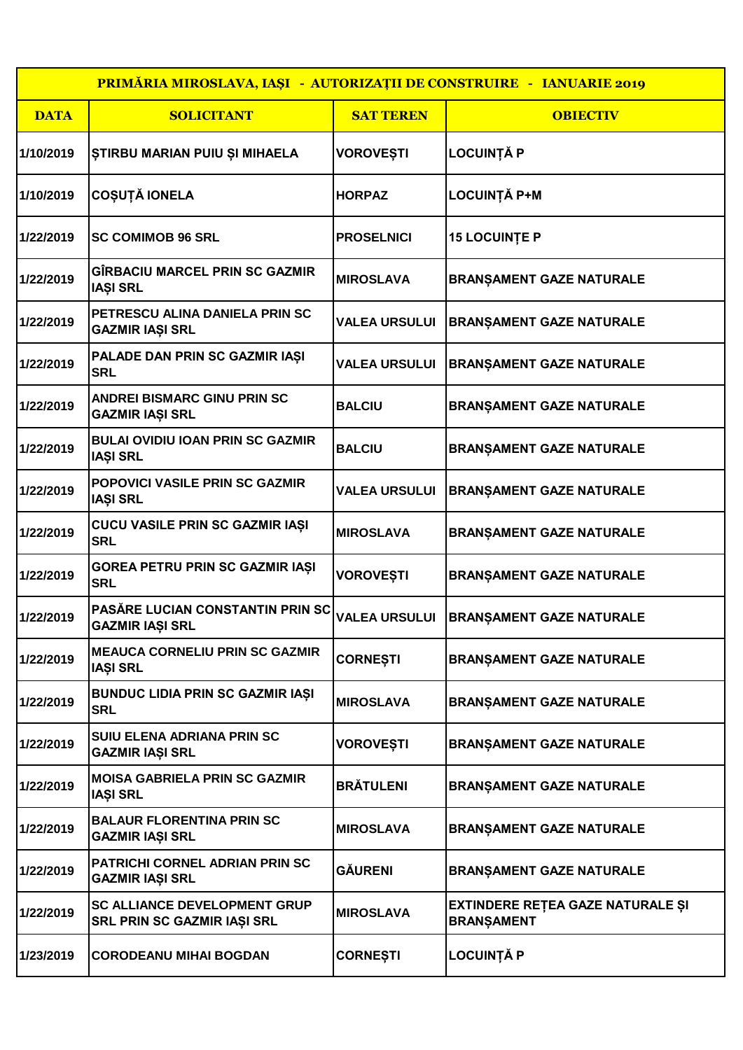| PRIMĂRIA MIROSLAVA, IAȘI - AUTORIZAȚII DE CONSTRUIRE - IANUARIE 2019 | | | |
|---|---|---|---|
| **DATA** | **SOLICITANT** | **SAT TEREN** | **OBIECTIV** |
| 1/10/2019 | ȘTIRBU MARIAN PUIU ȘI MIHAELA | VOROVEȘTI | LOCUINȚĂ P |
| 1/10/2019 | COȘUȚĂ IONELA | HORPAZ | LOCUINȚĂ P+M |
| 1/22/2019 | SC COMIMOB 96 SRL | PROSELNICI | 15 LOCUINȚE P |
| 1/22/2019 | GÎRBACIU MARCEL PRIN SC GAZMIR IAȘI SRL | MIROSLAVA | BRANȘAMENT GAZE NATURALE |
| 1/22/2019 | PETRESCU ALINA DANIELA PRIN SC GAZMIR IAȘI SRL | VALEA URSULUI | BRANȘAMENT GAZE NATURALE |
| 1/22/2019 | PALADE DAN PRIN SC GAZMIR IAȘI SRL | VALEA URSULUI | BRANȘAMENT GAZE NATURALE |
| 1/22/2019 | ANDREI BISMARC GINU PRIN SC GAZMIR IAȘI SRL | BALCIU | BRANȘAMENT GAZE NATURALE |
| 1/22/2019 | BULAI OVIDIU IOAN PRIN SC GAZMIR IAȘI SRL | BALCIU | BRANȘAMENT GAZE NATURALE |
| 1/22/2019 | POPOVICI VASILE PRIN SC GAZMIR IAȘI SRL | VALEA URSULUI | BRANȘAMENT GAZE NATURALE |
| 1/22/2019 | CUCU VASILE PRIN SC GAZMIR IAȘI SRL | MIROSLAVA | BRANȘAMENT GAZE NATURALE |
| 1/22/2019 | GOREA PETRU PRIN SC GAZMIR IAȘI SRL | VOROVEȘTI | BRANȘAMENT GAZE NATURALE |
| 1/22/2019 | PASĂRE LUCIAN CONSTANTIN PRIN SC GAZMIR IAȘI SRL | VALEA URSULUI | BRANȘAMENT GAZE NATURALE |
| 1/22/2019 | MEAUCA CORNELIU PRIN SC GAZMIR IAȘI SRL | CORNEȘTI | BRANȘAMENT GAZE NATURALE |
| 1/22/2019 | BUNDUC LIDIA PRIN SC GAZMIR IAȘI SRL | MIROSLAVA | BRANȘAMENT GAZE NATURALE |
| 1/22/2019 | SUIU ELENA ADRIANA PRIN SC GAZMIR IAȘI SRL | VOROVEȘTI | BRANȘAMENT GAZE NATURALE |
| 1/22/2019 | MOISA GABRIELA PRIN SC GAZMIR IAȘI SRL | BRĂTULENI | BRANȘAMENT GAZE NATURALE |
| 1/22/2019 | BALAUR FLORENTINA PRIN SC GAZMIR IAȘI SRL | MIROSLAVA | BRANȘAMENT GAZE NATURALE |
| 1/22/2019 | PATRICHI CORNEL ADRIAN PRIN SC GAZMIR IAȘI SRL | GĂURENI | BRANȘAMENT GAZE NATURALE |
| 1/22/2019 | SC ALLIANCE DEVELOPMENT GRUP SRL PRIN SC GAZMIR IAȘI SRL | MIROSLAVA | EXTINDERE REȚEA GAZE NATURALE ȘI BRANȘAMENT |
| 1/23/2019 | CORODEANU MIHAI BOGDAN | CORNEȘTI | LOCUINȚĂ P |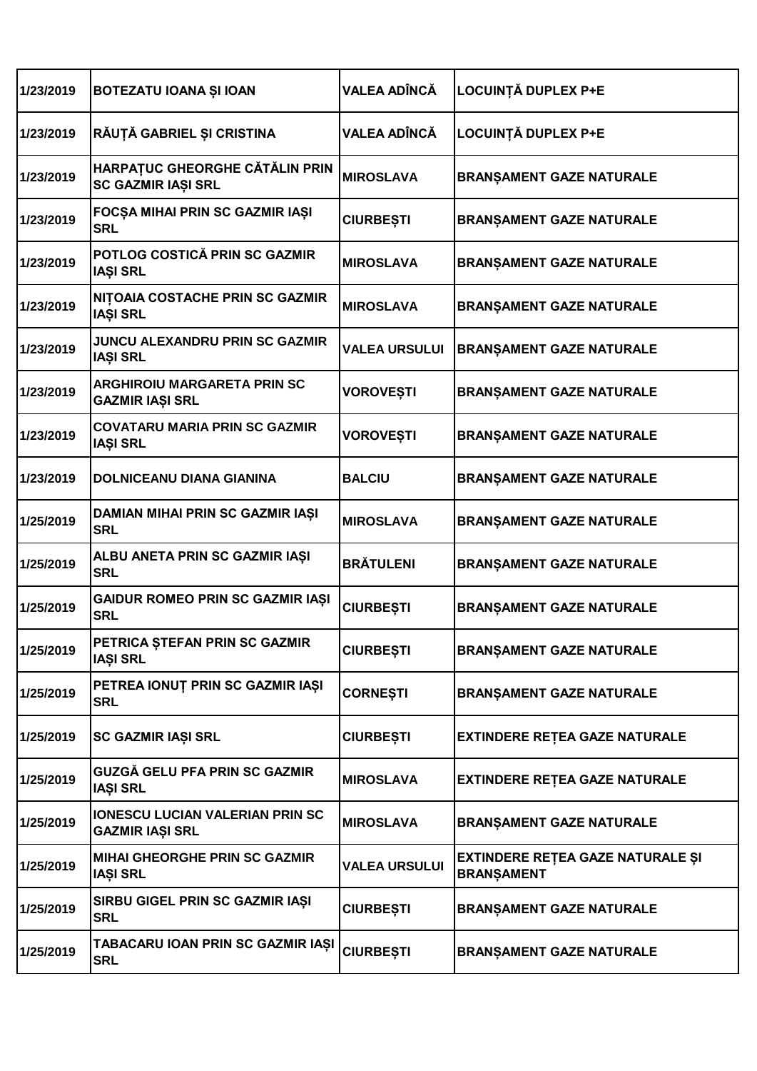| | | | |
|---|---|---|---|
| 1/23/2019 | BOTEZATU IOANA ȘI IOAN | VALEA ADÎNCĂ | LOCUINȚĂ DUPLEX P+E |
| 1/23/2019 | RĂUȚĂ GABRIEL ȘI CRISTINA | VALEA ADÎNCĂ | LOCUINȚĂ DUPLEX P+E |
| 1/23/2019 | HARPAȚUC GHEORGHE CĂTĂLIN PRIN SC GAZMIR IAȘI SRL | MIROSLAVA | BRANȘAMENT GAZE NATURALE |
| 1/23/2019 | FOCȘA MIHAI PRIN SC GAZMIR IAȘI SRL | CIURBEȘTI | BRANȘAMENT GAZE NATURALE |
| 1/23/2019 | POTLOG COSTICĂ PRIN SC GAZMIR IAȘI SRL | MIROSLAVA | BRANȘAMENT GAZE NATURALE |
| 1/23/2019 | NIȚOAIA COSTACHE PRIN SC GAZMIR IAȘI SRL | MIROSLAVA | BRANȘAMENT GAZE NATURALE |
| 1/23/2019 | JUNCU ALEXANDRU PRIN SC GAZMIR IAȘI SRL | VALEA URSULUI | BRANȘAMENT GAZE NATURALE |
| 1/23/2019 | ARGHIROIU MARGARETA PRIN SC GAZMIR IAȘI SRL | VOROVEȘTI | BRANȘAMENT GAZE NATURALE |
| 1/23/2019 | COVATARU MARIA PRIN SC GAZMIR IAȘI SRL | VOROVEȘTI | BRANȘAMENT GAZE NATURALE |
| 1/23/2019 | DOLNICEANU DIANA GIANINA | BALCIU | BRANȘAMENT GAZE NATURALE |
| 1/25/2019 | DAMIAN MIHAI PRIN SC GAZMIR IAȘI SRL | MIROSLAVA | BRANȘAMENT GAZE NATURALE |
| 1/25/2019 | ALBU ANETA PRIN SC GAZMIR IAȘI SRL | BRĂTULENI | BRANȘAMENT GAZE NATURALE |
| 1/25/2019 | GAIDUR ROMEO PRIN SC GAZMIR IAȘI SRL | CIURBEȘTI | BRANȘAMENT GAZE NATURALE |
| 1/25/2019 | PETRICA ȘTEFAN PRIN SC GAZMIR IAȘI SRL | CIURBEȘTI | BRANȘAMENT GAZE NATURALE |
| 1/25/2019 | PETREA IONUȚ PRIN SC GAZMIR IAȘI SRL | CORNEȘTI | BRANȘAMENT GAZE NATURALE |
| 1/25/2019 | SC GAZMIR IAȘI SRL | CIURBEȘTI | EXTINDERE REȚEA GAZE NATURALE |
| 1/25/2019 | GUZGĂ GELU PFA PRIN SC GAZMIR IAȘI SRL | MIROSLAVA | EXTINDERE REȚEA GAZE NATURALE |
| 1/25/2019 | IONESCU LUCIAN VALERIAN PRIN SC GAZMIR IAȘI SRL | MIROSLAVA | BRANȘAMENT GAZE NATURALE |
| 1/25/2019 | MIHAI GHEORGHE PRIN SC GAZMIR IAȘI SRL | VALEA URSULUI | EXTINDERE REȚEA GAZE NATURALE ȘI BRANȘAMENT |
| 1/25/2019 | SIRBU GIGEL PRIN SC GAZMIR IAȘI SRL | CIURBEȘTI | BRANȘAMENT GAZE NATURALE |
| 1/25/2019 | TABACARU IOAN PRIN SC GAZMIR IAȘI SRL | CIURBEȘTI | BRANȘAMENT GAZE NATURALE |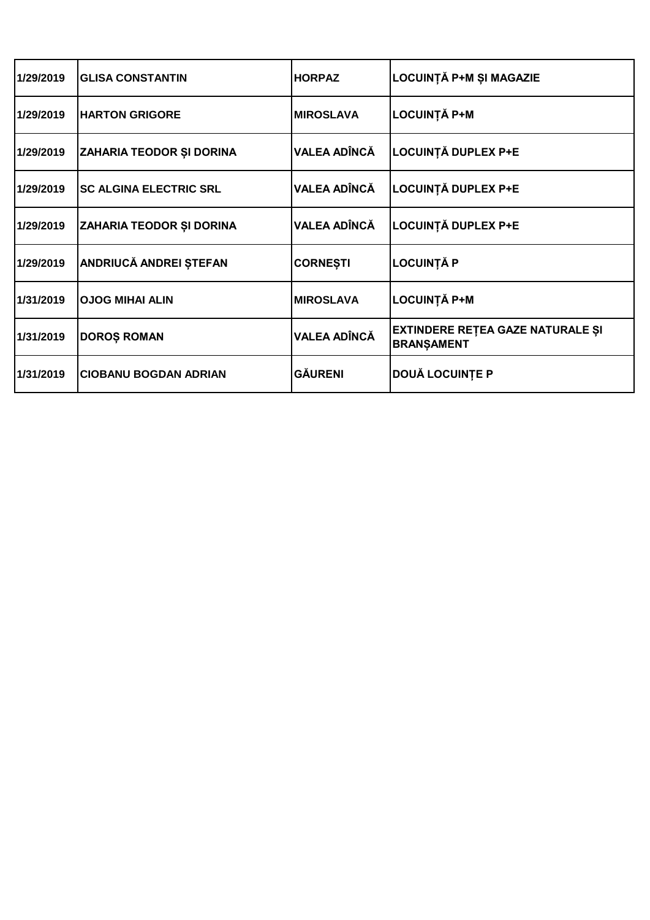| | | | |
|---|---|---|---|
| 1/29/2019 | GLISA CONSTANTIN | HORPAZ | LOCUINȚĂ P+M ȘI MAGAZIE |
| 1/29/2019 | HARTON GRIGORE | MIROSLAVA | LOCUINȚĂ P+M |
| 1/29/2019 | ZAHARIA TEODOR ȘI DORINA | VALEA ADÎNCĂ | LOCUINȚĂ DUPLEX P+E |
| 1/29/2019 | SC ALGINA ELECTRIC SRL | VALEA ADÎNCĂ | LOCUINȚĂ DUPLEX P+E |
| 1/29/2019 | ZAHARIA TEODOR ȘI DORINA | VALEA ADÎNCĂ | LOCUINȚĂ DUPLEX P+E |
| 1/29/2019 | ANDRIUCĂ ANDREI ȘTEFAN | CORNEȘTI | LOCUINȚĂ P |
| 1/31/2019 | OJOG MIHAI ALIN | MIROSLAVA | LOCUINȚĂ P+M |
| 1/31/2019 | DOROȘ ROMAN | VALEA ADÎNCĂ | EXTINDERE REȚEA GAZE NATURALE ȘI BRANȘAMENT |
| 1/31/2019 | CIOBANU BOGDAN ADRIAN | GĂURENI | DOUĂ LOCUINȚE P |